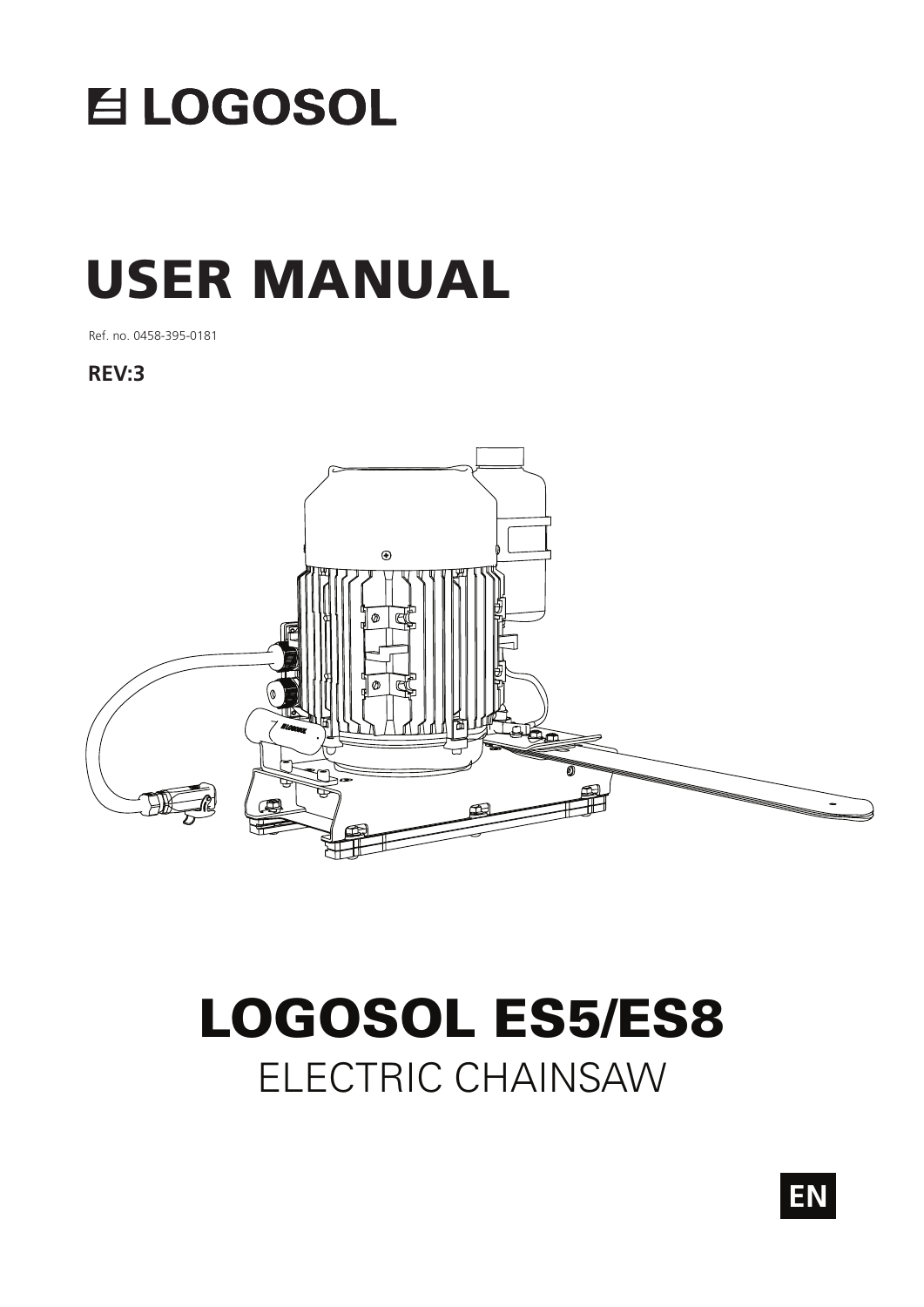# LOGOSOL

# USER MANUAL

Ref. no. 0458-395-0181

**REV:3**

# LOGOSOL ES5/ES8

## ELECTRIC CHAINSAW

EN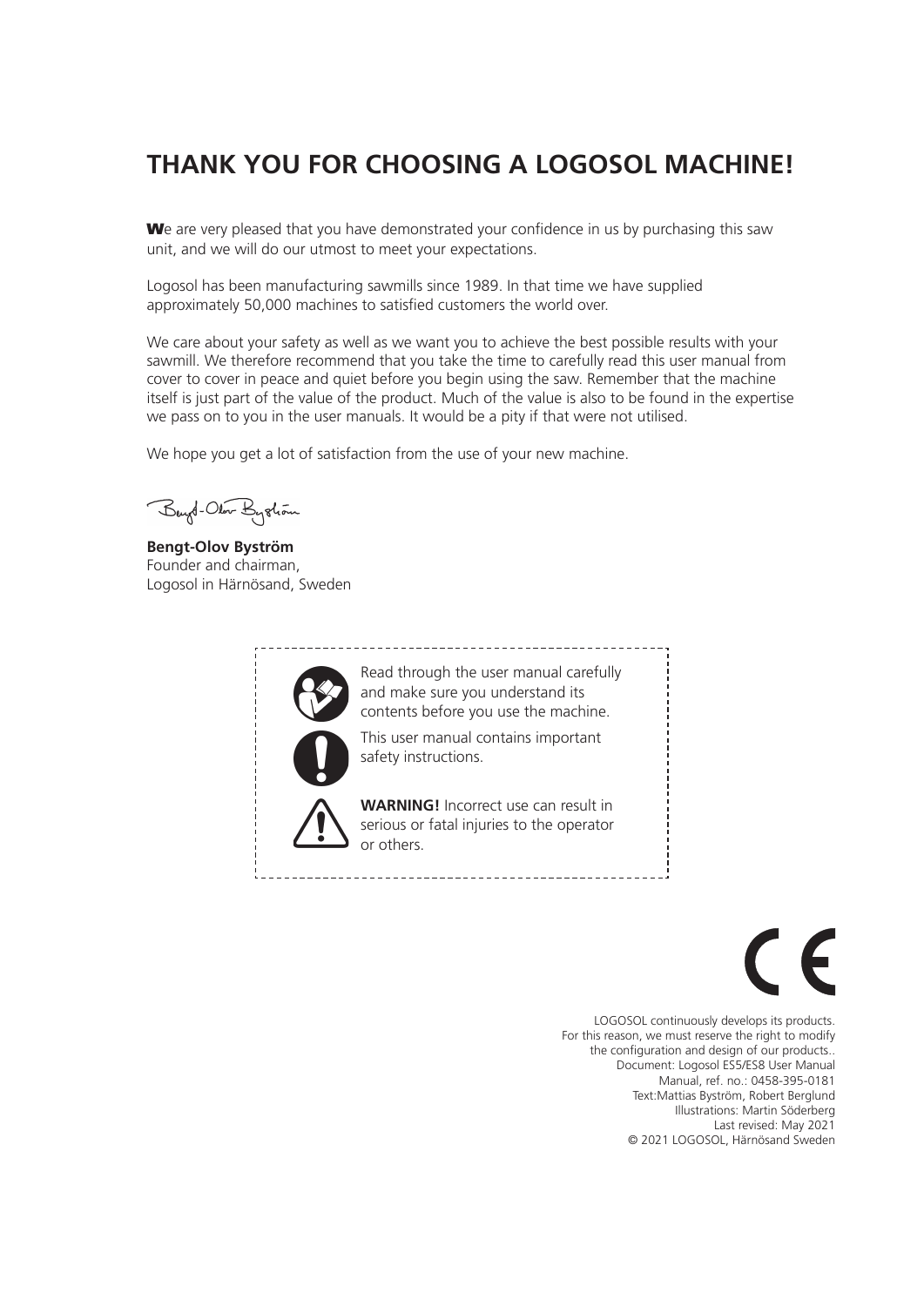# THANK YOU FOR CHOOSING A LOGOSOL MACHINE!

We are very pleased that you have demonstrated your confidence in us by purchasing this saw unit, and we will do our utmost to meet your expectations.

Logosol has been manufacturing sawmills since 1989. In that time we have supplied approximately 50,000 machines to satisfied customers the world over.

We care about your safety as well as we want you to achieve the best possible results with your sawmill. We therefore recommend that you take the time to carefully read this user manual from cover to cover in peace and quiet before you begin using the saw. Remember that the machine itself is just part of the value of the product. Much of the value is also to be found in the expertise we pass on to you in the user manuals. It would be a pity if that were not utilised.

We hope you get a lot of satisfaction from the use of your new machine.

**Bengt-Olov Byström**
Founder and chairman,
Logosol in Härnösand, Sweden

Read through the user manual carefully and make sure you understand its contents before you use the machine.

This user manual contains important safety instructions.

**WARNING!** Incorrect use can result in serious or fatal injuries to the operator or others.

LOGOSOL continuously develops its products.
For this reason, we must reserve the right to modify the configuration and design of our products..
Document: Logosol ES5/ES8 User Manual
Manual, ref. no.: 0458-395-0181
Text:Mattias Byström, Robert Berglund
Illustrations: Martin Söderberg
Last revised: May 2021
© 2021 LOGOSOL, Härnösand Sweden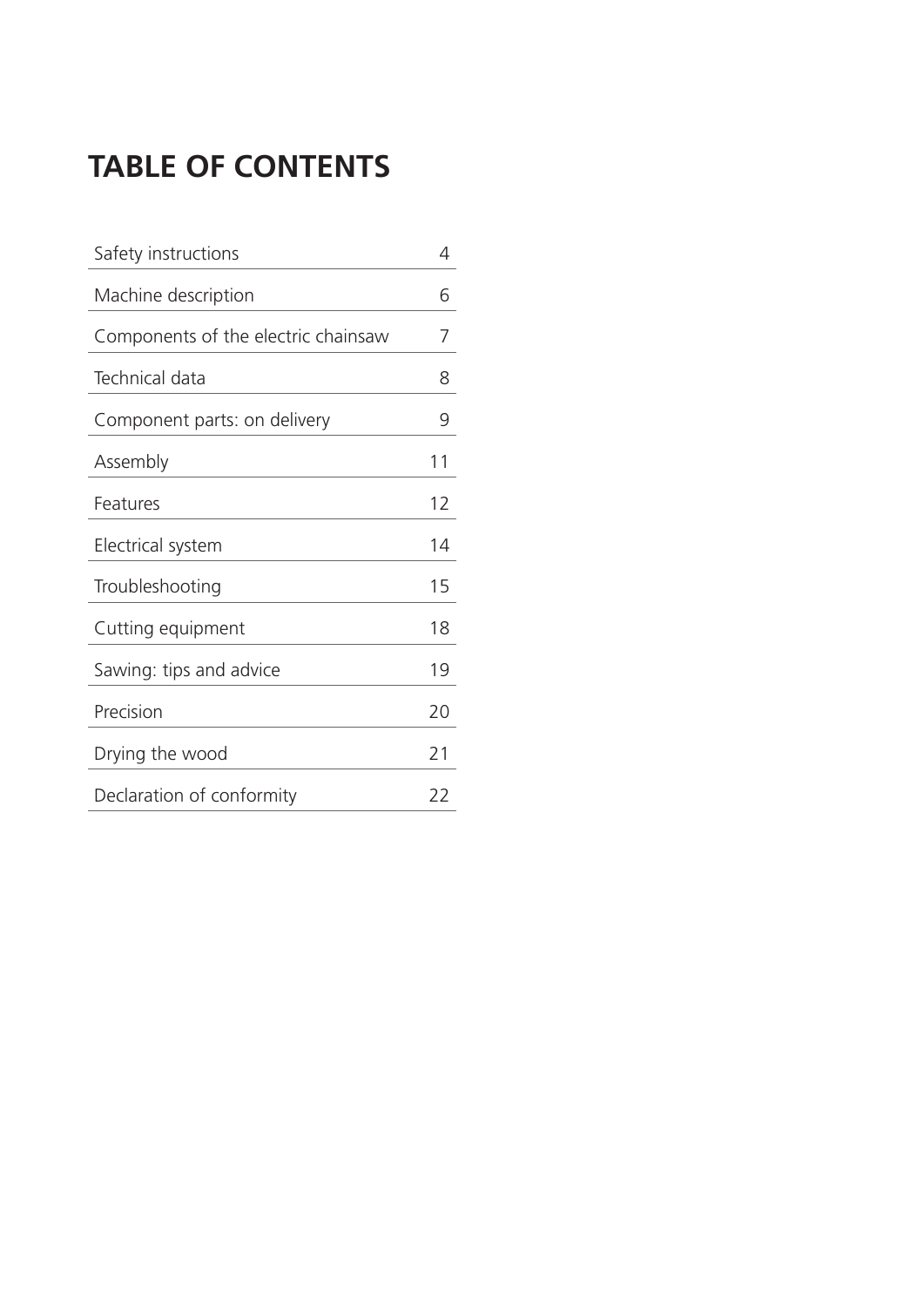# TABLE OF CONTENTS

| | |
|---|---|
| Safety instructions | 4 |
| Machine description | 6 |
| Components of the electric chainsaw | 7 |
| Technical data | 8 |
| Component parts: on delivery | 9 |
| Assembly | 11 |
| Features | 12 |
| Electrical system | 14 |
| Troubleshooting | 15 |
| Cutting equipment | 18 |
| Sawing: tips and advice | 19 |
| Precision | 20 |
| Drying the wood | 21 |
| Declaration of conformity | 22 |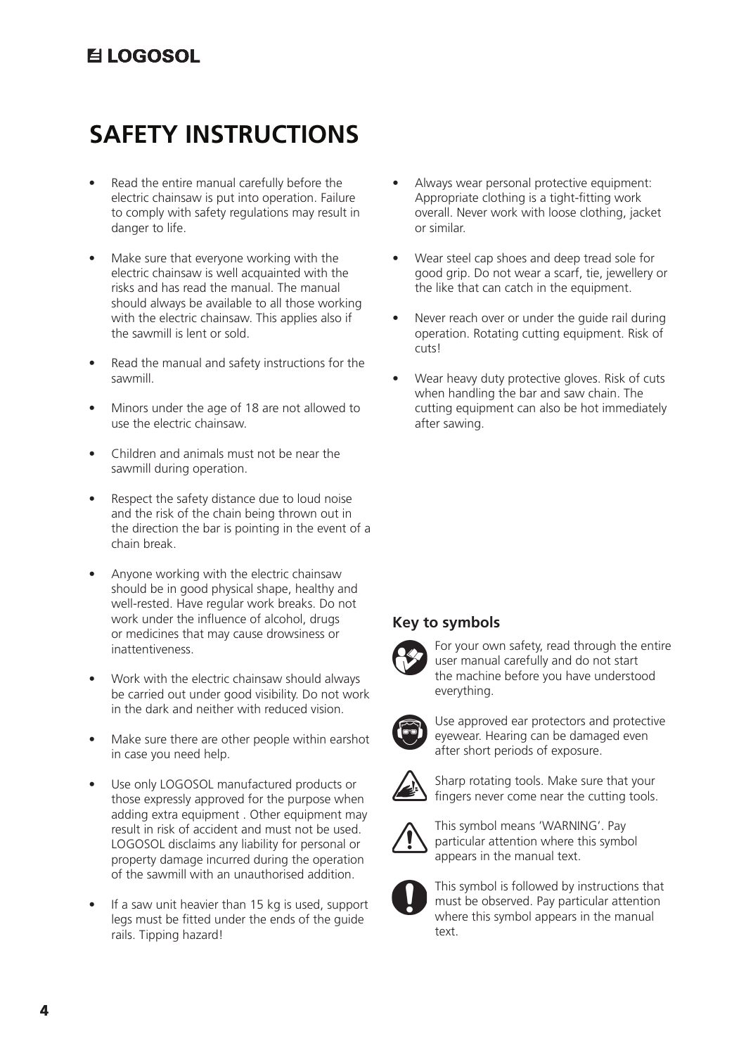# SAFETY INSTRUCTIONS

- Read the entire manual carefully before the electric chainsaw is put into operation. Failure to comply with safety regulations may result in danger to life.
- Make sure that everyone working with the electric chainsaw is well acquainted with the risks and has read the manual. The manual should always be available to all those working with the electric chainsaw. This applies also if the sawmill is lent or sold.
- Read the manual and safety instructions for the sawmill.
- Minors under the age of 18 are not allowed to use the electric chainsaw.
- Children and animals must not be near the sawmill during operation.
- Respect the safety distance due to loud noise and the risk of the chain being thrown out in the direction the bar is pointing in the event of a chain break.
- Anyone working with the electric chainsaw should be in good physical shape, healthy and well-rested. Have regular work breaks. Do not work under the influence of alcohol, drugs or medicines that may cause drowsiness or inattentiveness.
- Work with the electric chainsaw should always be carried out under good visibility. Do not work in the dark and neither with reduced vision.
- Make sure there are other people within earshot in case you need help.
- Use only LOGOSOL manufactured products or those expressly approved for the purpose when adding extra equipment . Other equipment may result in risk of accident and must not be used. LOGOSOL disclaims any liability for personal or property damage incurred during the operation of the sawmill with an unauthorised addition.
- If a saw unit heavier than 15 kg is used, support legs must be fitted under the ends of the guide rails. Tipping hazard!
- Always wear personal protective equipment: Appropriate clothing is a tight-fitting work overall. Never work with loose clothing, jacket or similar.
- Wear steel cap shoes and deep tread sole for good grip. Do not wear a scarf, tie, jewellery or the like that can catch in the equipment.
- Never reach over or under the guide rail during operation. Rotating cutting equipment. Risk of cuts!
- Wear heavy duty protective gloves. Risk of cuts when handling the bar and saw chain. The cutting equipment can also be hot immediately after sawing.

### Key to symbols

For your own safety, read through the entire user manual carefully and do not start the machine before you have understood everything.

Use approved ear protectors and protective eyewear. Hearing can be damaged even after short periods of exposure.

Sharp rotating tools. Make sure that your fingers never come near the cutting tools.

This symbol means 'WARNING'. Pay particular attention where this symbol appears in the manual text.

This symbol is followed by instructions that must be observed. Pay particular attention where this symbol appears in the manual text.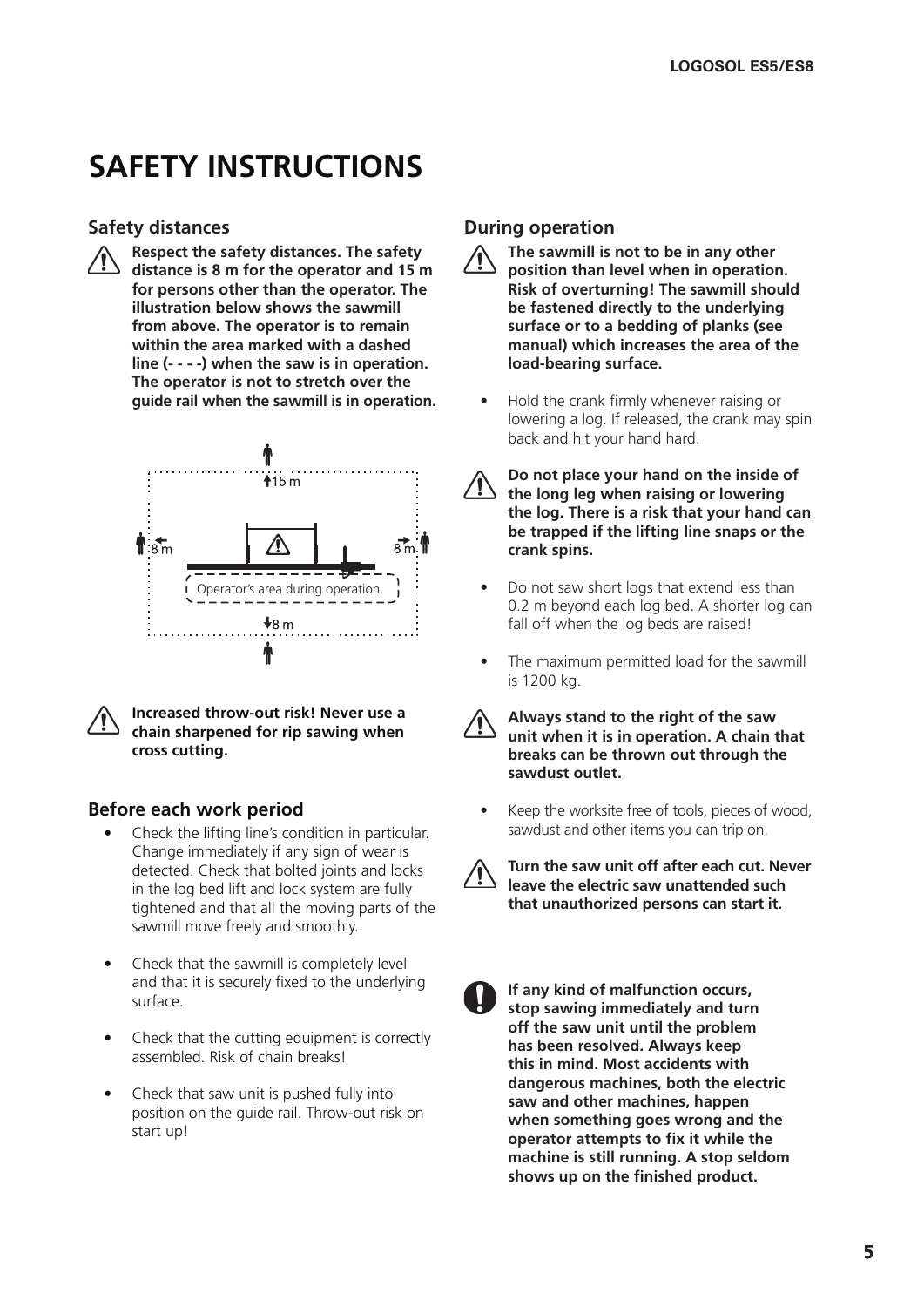# SAFETY INSTRUCTIONS

## Safety distances

**Respect the safety distances. The safety distance is 8 m for the operator and 15 m for persons other than the operator. The illustration below shows the sawmill from above. The operator is to remain within the area marked with a dashed line (- - - -) when the saw is in operation. The operator is not to stretch over the guide rail when the sawmill is in operation.**

15 m

8 m

8 m

Operator's area during operation.

8 m

**Increased throw-out risk! Never use a chain sharpened for rip sawing when cross cutting.**

## Before each work period

- Check the lifting line's condition in particular. Change immediately if any sign of wear is detected. Check that bolted joints and locks in the log bed lift and lock system are fully tightened and that all the moving parts of the sawmill move freely and smoothly.
- Check that the sawmill is completely level and that it is securely fixed to the underlying surface.
- Check that the cutting equipment is correctly assembled. Risk of chain breaks!
- Check that saw unit is pushed fully into position on the guide rail. Throw-out risk on start up!

## During operation

**The sawmill is not to be in any other position than level when in operation. Risk of overturning! The sawmill should be fastened directly to the underlying surface or to a bedding of planks (see manual) which increases the area of the load-bearing surface.**

- Hold the crank firmly whenever raising or lowering a log. If released, the crank may spin back and hit your hand hard.

**Do not place your hand on the inside of the long leg when raising or lowering the log. There is a risk that your hand can be trapped if the lifting line snaps or the crank spins.**

- Do not saw short logs that extend less than 0.2 m beyond each log bed. A shorter log can fall off when the log beds are raised!
- The maximum permitted load for the sawmill is 1200 kg.

**Always stand to the right of the saw unit when it is in operation. A chain that breaks can be thrown out through the sawdust outlet.**

- Keep the worksite free of tools, pieces of wood, sawdust and other items you can trip on.

**Turn the saw unit off after each cut. Never leave the electric saw unattended such that unauthorized persons can start it.**

**If any kind of malfunction occurs, stop sawing immediately and turn off the saw unit until the problem has been resolved. Always keep this in mind. Most accidents with dangerous machines, both the electric saw and other machines, happen when something goes wrong and the operator attempts to fix it while the machine is still running. A stop seldom shows up on the finished product.**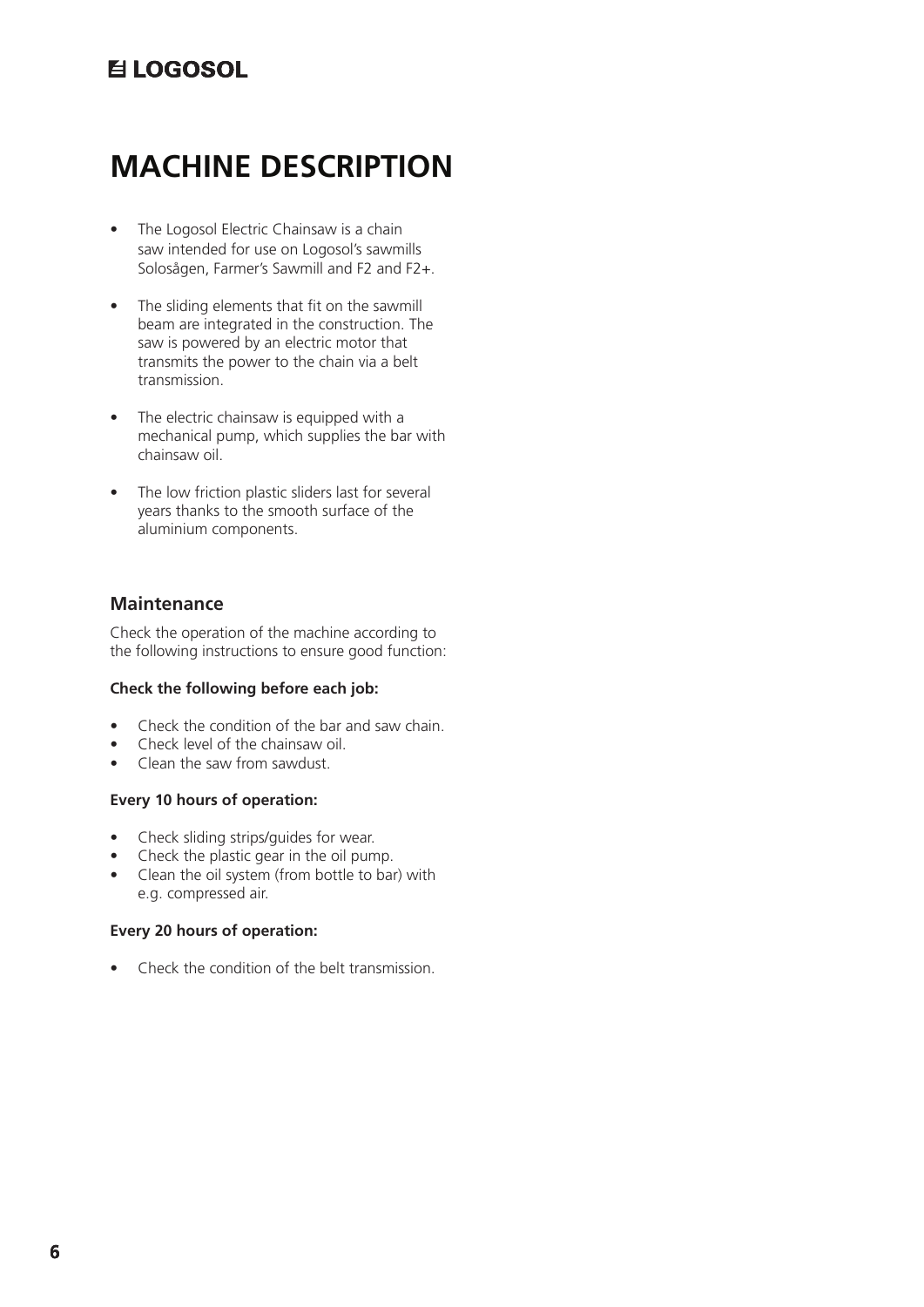# MACHINE DESCRIPTION

- The Logosol Electric Chainsaw is a chain saw intended for use on Logosol's sawmills Solosågen, Farmer's Sawmill and F2 and F2+.
- The sliding elements that fit on the sawmill beam are integrated in the construction. The saw is powered by an electric motor that transmits the power to the chain via a belt transmission.
- The electric chainsaw is equipped with a mechanical pump, which supplies the bar with chainsaw oil.
- The low friction plastic sliders last for several years thanks to the smooth surface of the aluminium components.

## Maintenance

Check the operation of the machine according to the following instructions to ensure good function:

**Check the following before each job:**

- Check the condition of the bar and saw chain.
- Check level of the chainsaw oil.
- Clean the saw from sawdust.

**Every 10 hours of operation:**

- Check sliding strips/guides for wear.
- Check the plastic gear in the oil pump.
- Clean the oil system (from bottle to bar) with e.g. compressed air.

**Every 20 hours of operation:**

- Check the condition of the belt transmission.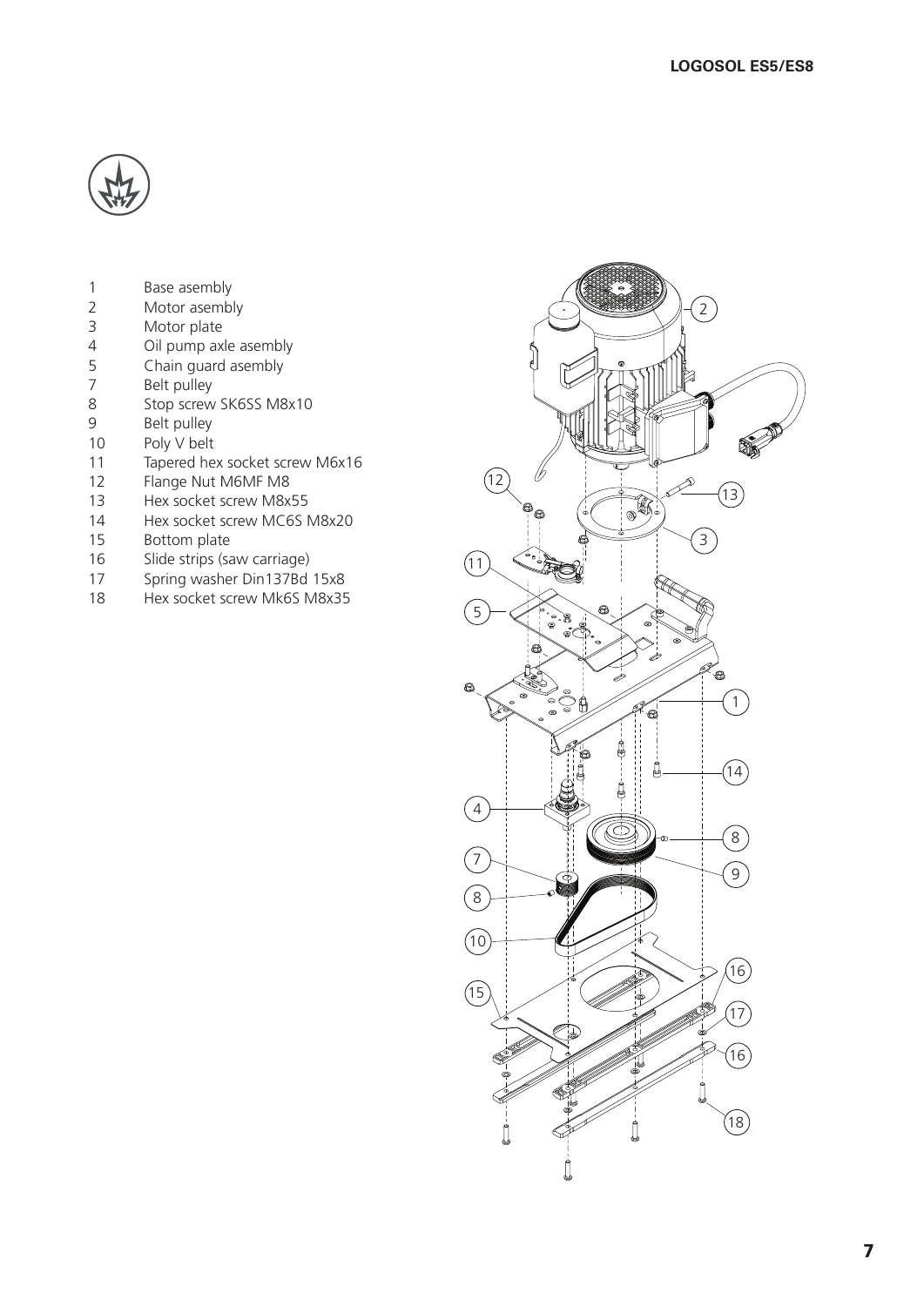1 Base asembly
2 Motor asembly
3 Motor plate
4 Oil pump axle asembly
5 Chain guard asembly
7 Belt pulley
8 Stop screw SK6SS M8x10
9 Belt pulley
10 Poly V belt
11 Tapered hex socket screw M6x16
12 Flange Nut M6MF M8
13 Hex socket screw M8x55
14 Hex socket screw MC6S M8x20
15 Bottom plate
16 Slide strips (saw carriage)
17 Spring washer Din137Bd 15x8
18 Hex socket screw Mk6S M8x35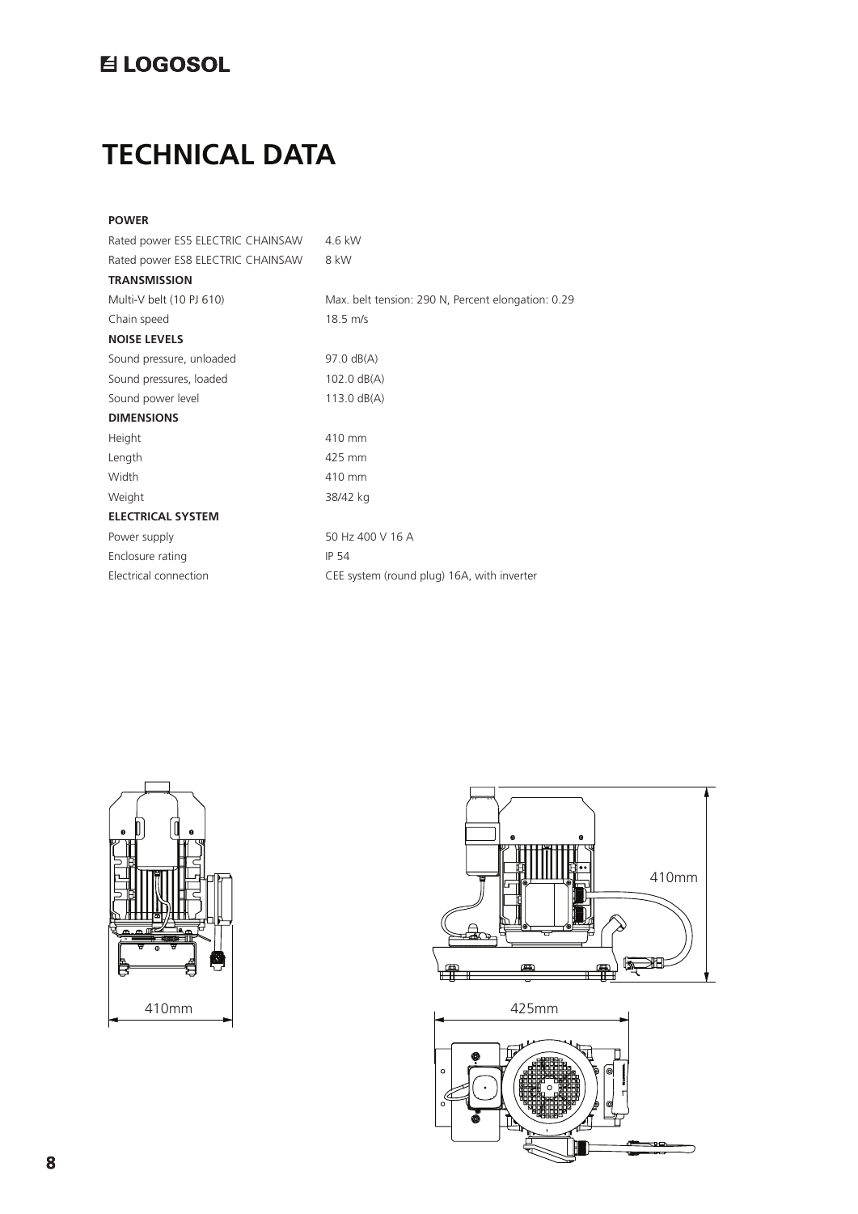# TECHNICAL DATA

| | |
|---|---|
| **POWER** | |
| Rated power ES5 ELECTRIC CHAINSAW | 4.6 kW |
| Rated power ES8 ELECTRIC CHAINSAW | 8 kW |
| **TRANSMISSION** | |
| Multi-V belt (10 PJ 610) | Max. belt tension: 290 N, Percent elongation: 0.29 |
| Chain speed | 18.5 m/s |
| **NOISE LEVELS** | |
| Sound pressure, unloaded | 97.0 dB(A) |
| Sound pressures, loaded | 102.0 dB(A) |
| Sound power level | 113.0 dB(A) |
| **DIMENSIONS** | |
| Height | 410 mm |
| Length | 425 mm |
| Width | 410 mm |
| Weight | 38/42 kg |
| **ELECTRICAL SYSTEM** | |
| Power supply | 50 Hz 400 V 16 A |
| Enclosure rating | IP 54 |
| Electrical connection | CEE system (round plug) 16A, with inverter |

410mm

410mm

425mm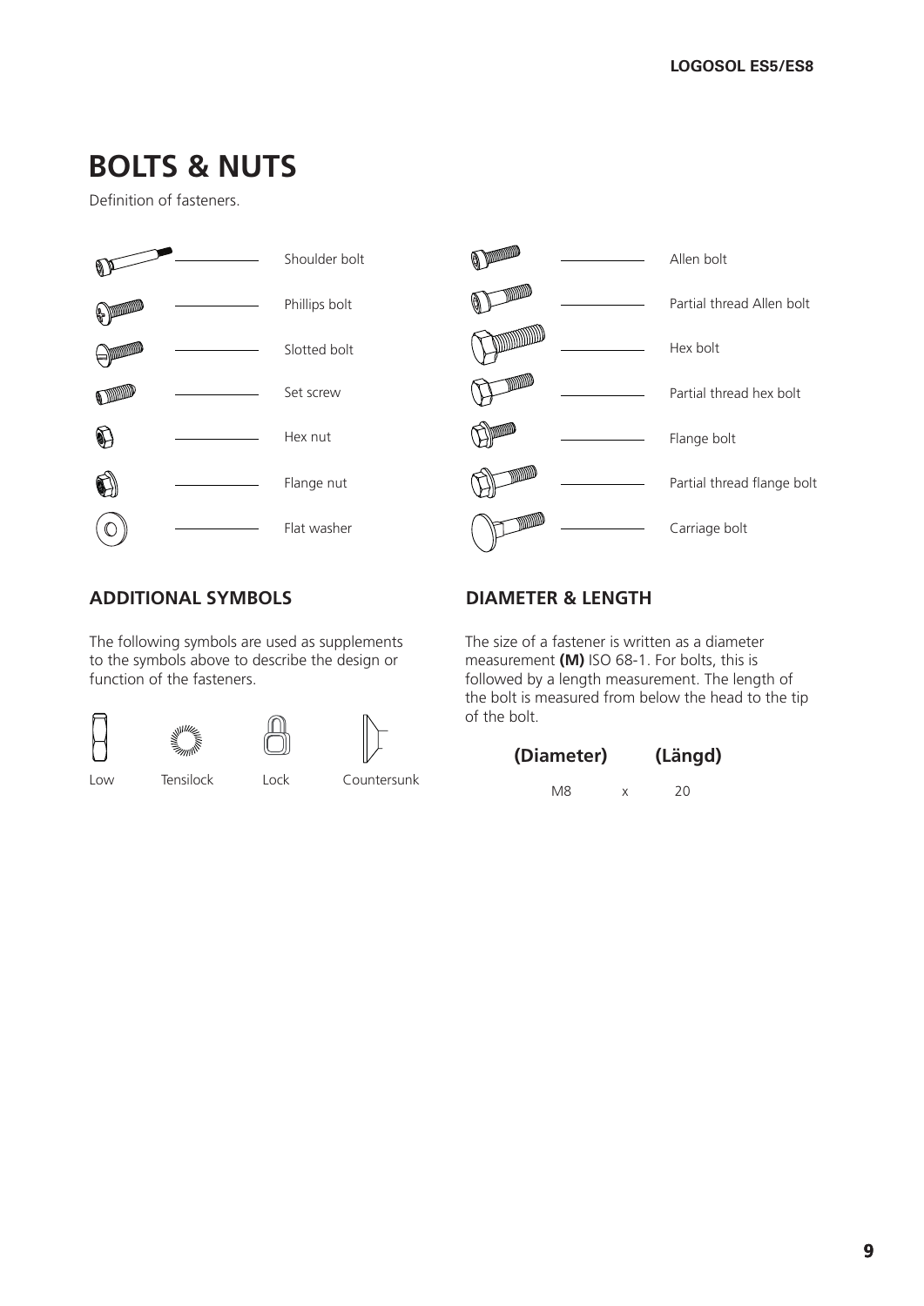# BOLTS & NUTS

Definition of fasteners.

- Shoulder bolt
- Phillips bolt
- Slotted bolt
- Set screw
- Hex nut
- Flange nut
- Flat washer
- Allen bolt
- Partial thread Allen bolt
- Hex bolt
- Partial thread hex bolt
- Flange bolt
- Partial thread flange bolt
- Carriage bolt

## ADDITIONAL SYMBOLS

The following symbols are used as supplements to the symbols above to describe the design or function of the fasteners.

Low Tensilock Lock Countersunk

## DIAMETER & LENGTH

The size of a fastener is written as a diameter measurement **(M)** ISO 68-1. For bolts, this is followed by a length measurement. The length of the bolt is measured from below the head to the tip of the bolt.

| **(Diameter)** | | **(Längd)** |
|---|---|---|
| M8 | x | 20 |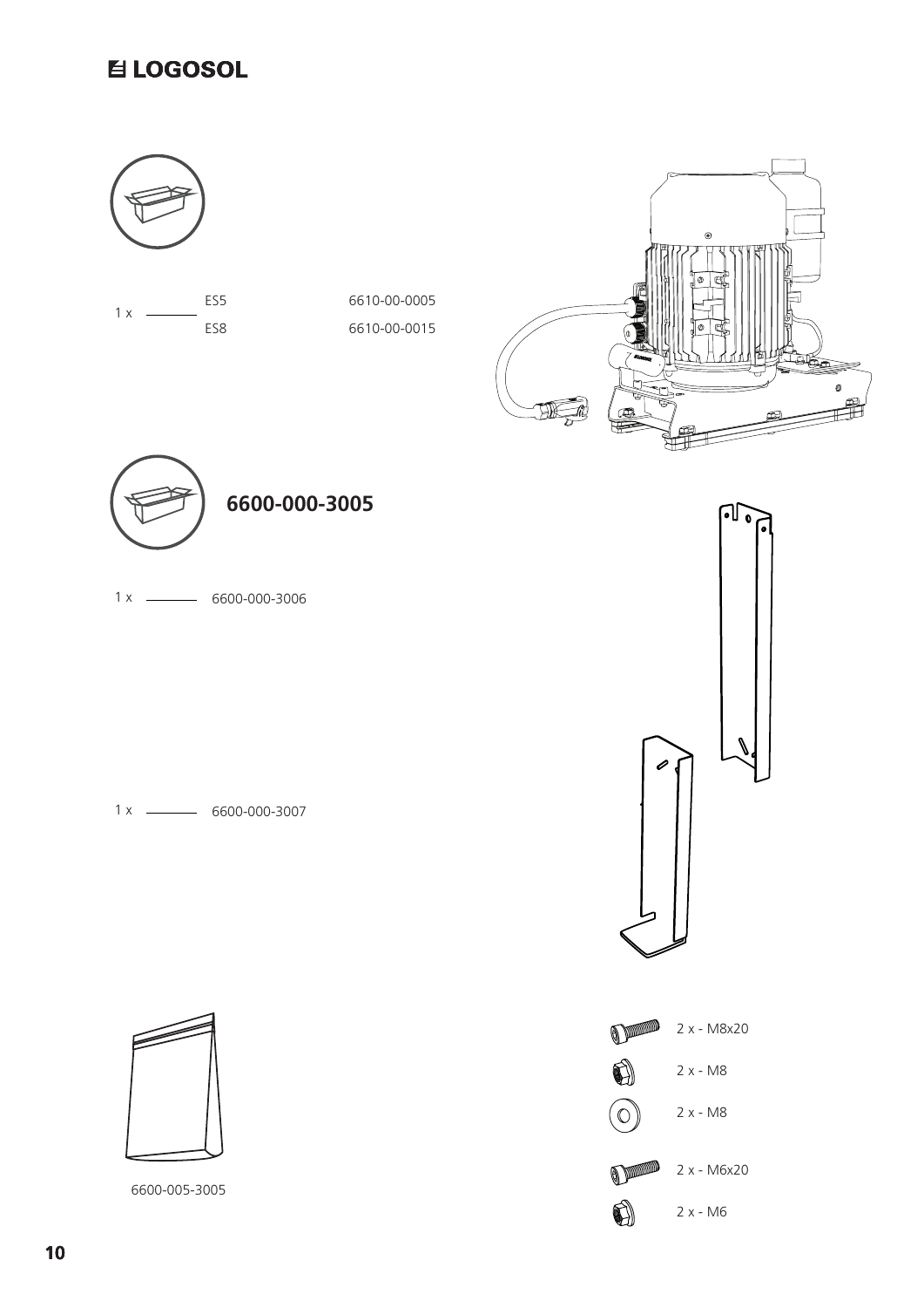1 x — ES5 6610-00-0005

ES8 6610-00-0015

## 6600-000-3005

1 x — 6600-000-3006

1 x — 6600-000-3007

6600-005-3005

2 x - M8x20

2 x - M8

2 x - M8

2 x - M6x20

2 x - M6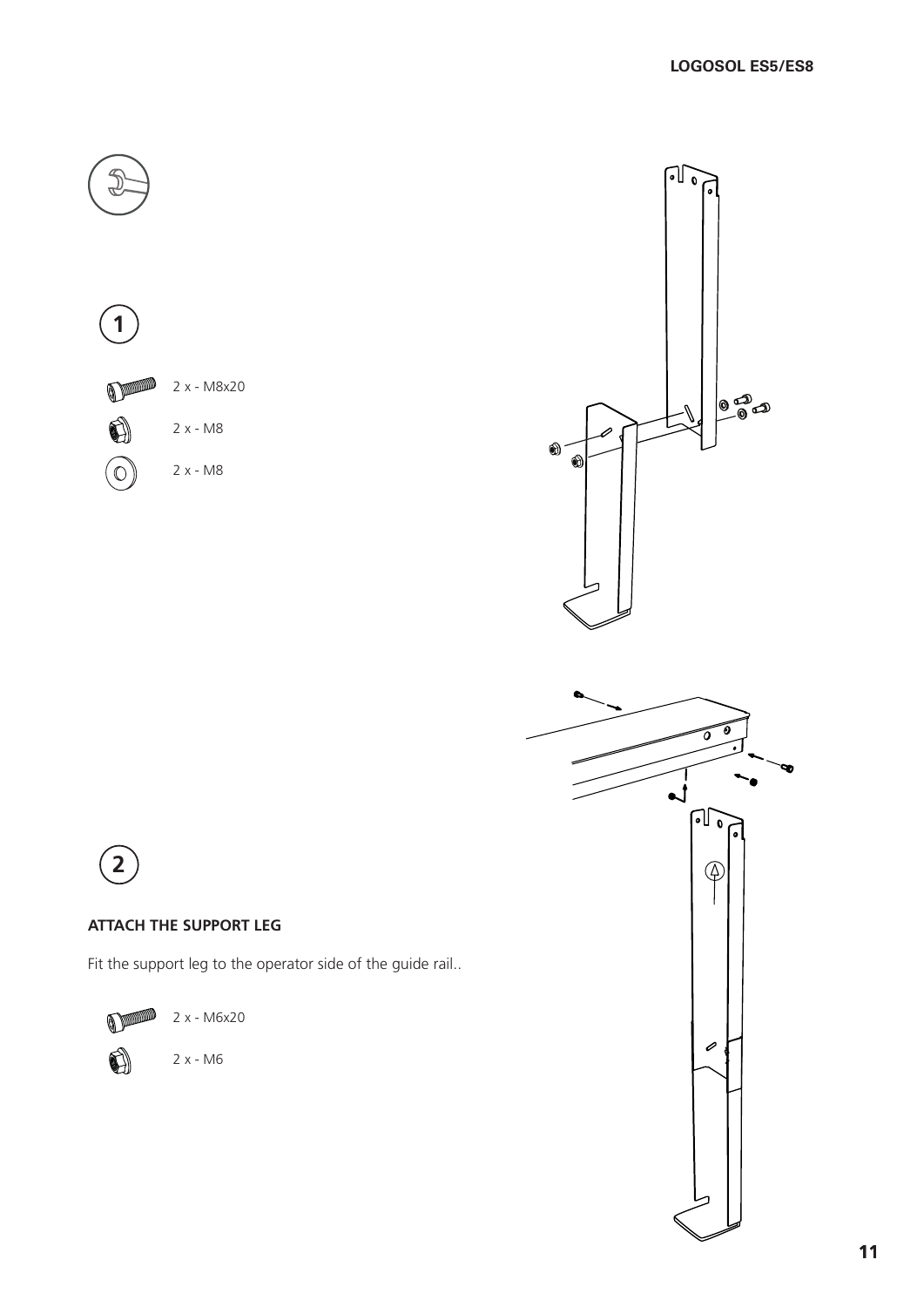1

2 x - M8x20

2 x - M8

2 x - M8

2

**ATTACH THE SUPPORT LEG**

Fit the support leg to the operator side of the guide rail..

2 x - M6x20

2 x - M6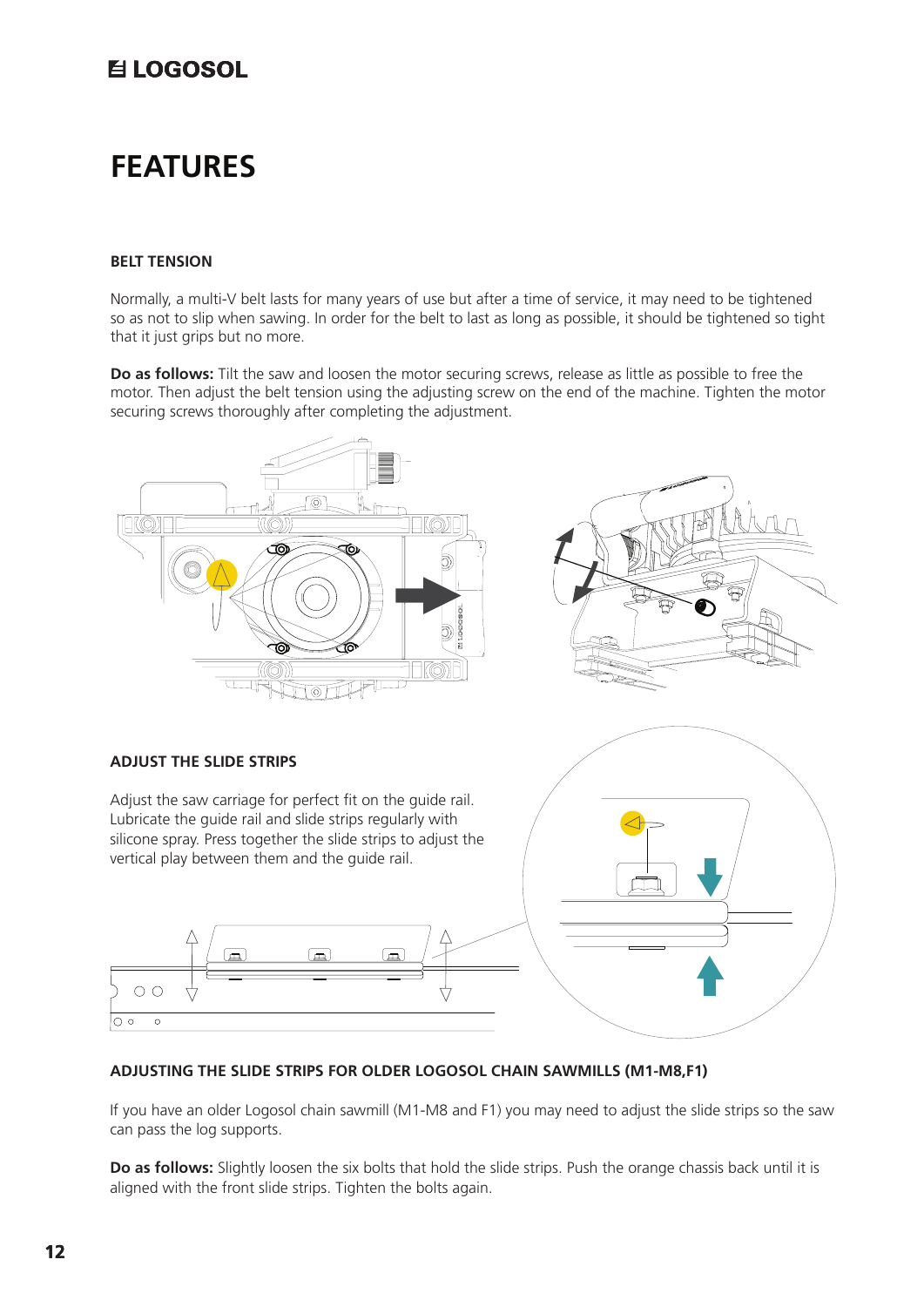# FEATURES

### BELT TENSION

Normally, a multi-V belt lasts for many years of use but after a time of service, it may need to be tightened so as not to slip when sawing. In order for the belt to last as long as possible, it should be tightened so tight that it just grips but no more.

**Do as follows:** Tilt the saw and loosen the motor securing screws, release as little as possible to free the motor. Then adjust the belt tension using the adjusting screw on the end of the machine. Tighten the motor securing screws thoroughly after completing the adjustment.

### ADJUST THE SLIDE STRIPS

Adjust the saw carriage for perfect fit on the guide rail. Lubricate the guide rail and slide strips regularly with silicone spray. Press together the slide strips to adjust the vertical play between them and the guide rail.

### ADJUSTING THE SLIDE STRIPS FOR OLDER LOGOSOL CHAIN SAWMILLS (M1-M8,F1)

If you have an older Logosol chain sawmill (M1-M8 and F1) you may need to adjust the slide strips so the saw can pass the log supports.

**Do as follows:** Slightly loosen the six bolts that hold the slide strips. Push the orange chassis back until it is aligned with the front slide strips. Tighten the bolts again.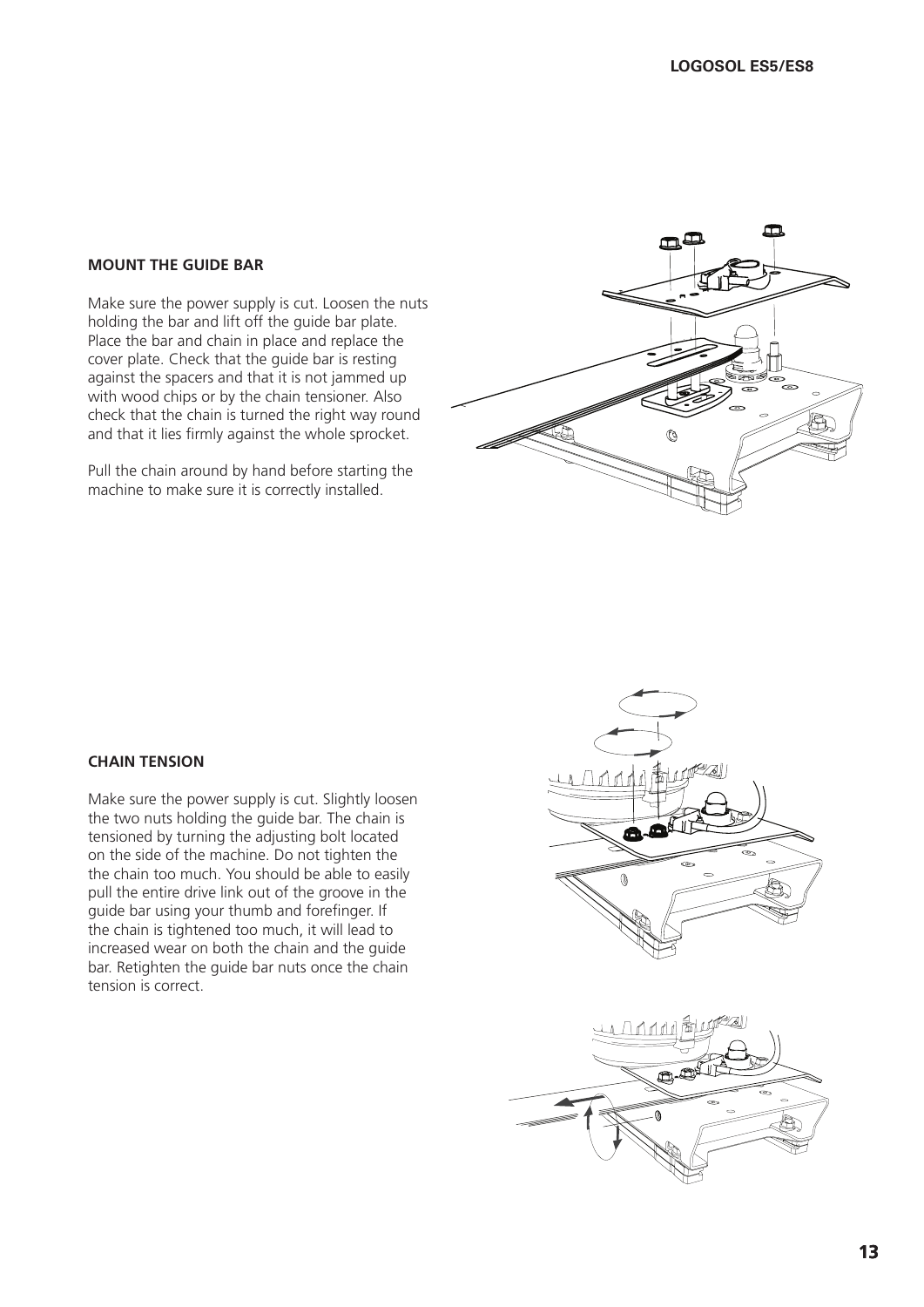## MOUNT THE GUIDE BAR

Make sure the power supply is cut. Loosen the nuts holding the bar and lift off the guide bar plate. Place the bar and chain in place and replace the cover plate. Check that the guide bar is resting against the spacers and that it is not jammed up with wood chips or by the chain tensioner. Also check that the chain is turned the right way round and that it lies firmly against the whole sprocket.

Pull the chain around by hand before starting the machine to make sure it is correctly installed.

## CHAIN TENSION

Make sure the power supply is cut. Slightly loosen the two nuts holding the guide bar. The chain is tensioned by turning the adjusting bolt located on the side of the machine. Do not tighten the the chain too much. You should be able to easily pull the entire drive link out of the groove in the guide bar using your thumb and forefinger. If the chain is tightened too much, it will lead to increased wear on both the chain and the guide bar. Retighten the guide bar nuts once the chain tension is correct.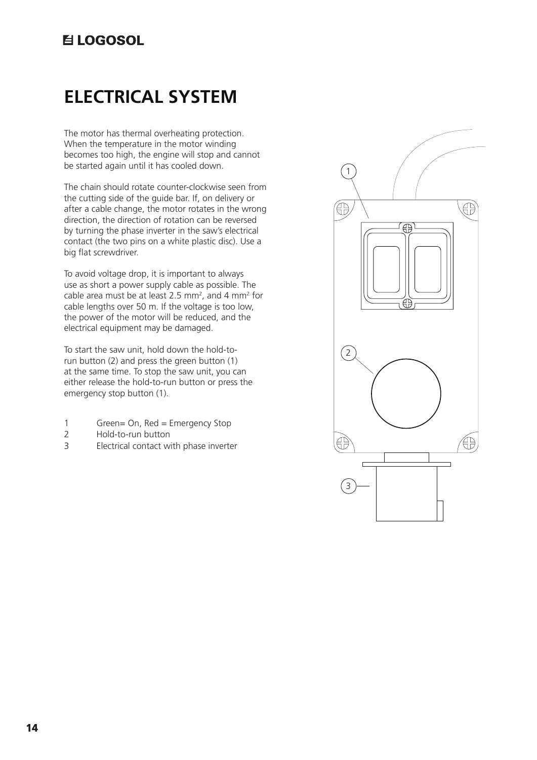# ELECTRICAL SYSTEM

The motor has thermal overheating protection. When the temperature in the motor winding becomes too high, the engine will stop and cannot be started again until it has cooled down.

The chain should rotate counter-clockwise seen from the cutting side of the guide bar. If, on delivery or after a cable change, the motor rotates in the wrong direction, the direction of rotation can be reversed by turning the phase inverter in the saw's electrical contact (the two pins on a white plastic disc). Use a big flat screwdriver.

To avoid voltage drop, it is important to always use as short a power supply cable as possible. The cable area must be at least 2.5 mm², and 4 mm² for cable lengths over 50 m. If the voltage is too low, the power of the motor will be reduced, and the electrical equipment may be damaged.

To start the saw unit, hold down the hold-to-run button (2) and press the green button (1) at the same time. To stop the saw unit, you can either release the hold-to-run button or press the emergency stop button (1).

1 Green= On, Red = Emergency Stop
2 Hold-to-run button
3 Electrical contact with phase inverter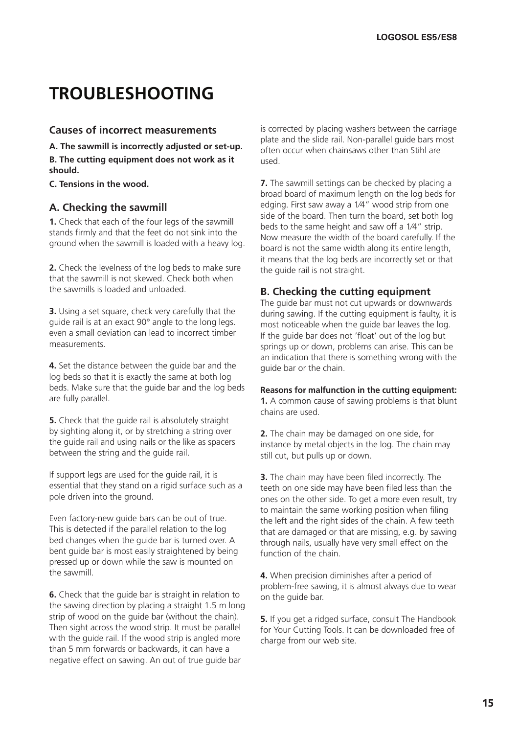# TROUBLESHOOTING

### Causes of incorrect measurements

**A. The sawmill is incorrectly adjusted or set-up.**

**B. The cutting equipment does not work as it should.**

**C. Tensions in the wood.**

## A. Checking the sawmill

**1.** Check that each of the four legs of the sawmill stands firmly and that the feet do not sink into the ground when the sawmill is loaded with a heavy log.

**2.** Check the levelness of the log beds to make sure that the sawmill is not skewed. Check both when the sawmills is loaded and unloaded.

**3.** Using a set square, check very carefully that the guide rail is at an exact 90° angle to the long legs. even a small deviation can lead to incorrect timber measurements.

**4.** Set the distance between the guide bar and the log beds so that it is exactly the same at both log beds. Make sure that the guide bar and the log beds are fully parallel.

**5.** Check that the guide rail is absolutely straight by sighting along it, or by stretching a string over the guide rail and using nails or the like as spacers between the string and the guide rail.

If support legs are used for the guide rail, it is essential that they stand on a rigid surface such as a pole driven into the ground.

Even factory-new guide bars can be out of true. This is detected if the parallel relation to the log bed changes when the guide bar is turned over. A bent guide bar is most easily straightened by being pressed up or down while the saw is mounted on the sawmill.

**6.** Check that the guide bar is straight in relation to the sawing direction by placing a straight 1.5 m long strip of wood on the guide bar (without the chain). Then sight across the wood strip. It must be parallel with the guide rail. If the wood strip is angled more than 5 mm forwards or backwards, it can have a negative effect on sawing. An out of true guide bar is corrected by placing washers between the carriage plate and the slide rail. Non-parallel guide bars most often occur when chainsaws other than Stihl are used.

**7.** The sawmill settings can be checked by placing a broad board of maximum length on the log beds for edging. First saw away a 1⁄4" wood strip from one side of the board. Then turn the board, set both log beds to the same height and saw off a 1⁄4" strip. Now measure the width of the board carefully. If the board is not the same width along its entire length, it means that the log beds are incorrectly set or that the guide rail is not straight.

## B. Checking the cutting equipment

The guide bar must not cut upwards or downwards during sawing. If the cutting equipment is faulty, it is most noticeable when the guide bar leaves the log. If the guide bar does not 'float' out of the log but springs up or down, problems can arise. This can be an indication that there is something wrong with the guide bar or the chain.

**Reasons for malfunction in the cutting equipment:**

**1.** A common cause of sawing problems is that blunt chains are used.

**2.** The chain may be damaged on one side, for instance by metal objects in the log. The chain may still cut, but pulls up or down.

**3.** The chain may have been filed incorrectly. The teeth on one side may have been filed less than the ones on the other side. To get a more even result, try to maintain the same working position when filing the left and the right sides of the chain. A few teeth that are damaged or that are missing, e.g. by sawing through nails, usually have very small effect on the function of the chain.

**4.** When precision diminishes after a period of problem-free sawing, it is almost always due to wear on the guide bar.

**5.** If you get a ridged surface, consult The Handbook for Your Cutting Tools. It can be downloaded free of charge from our web site.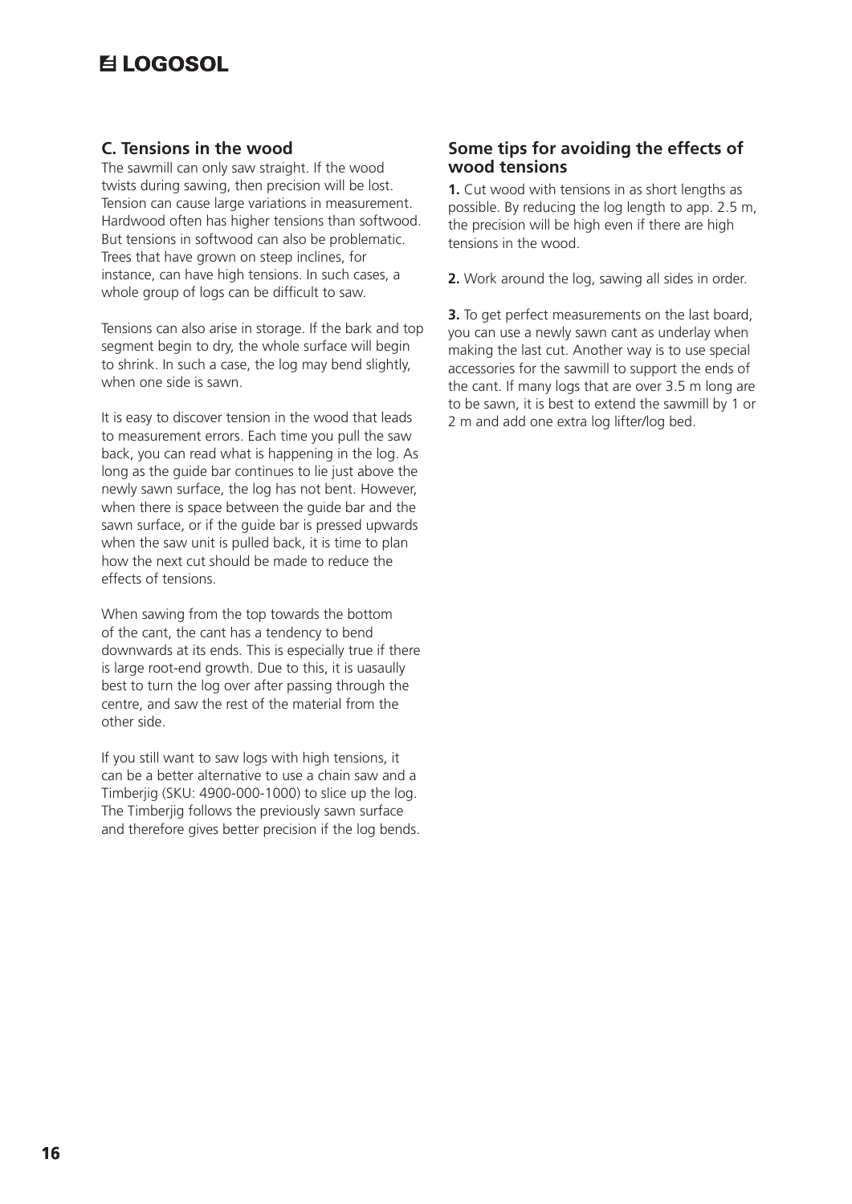## C. Tensions in the wood

The sawmill can only saw straight. If the wood twists during sawing, then precision will be lost. Tension can cause large variations in measurement. Hardwood often has higher tensions than softwood. But tensions in softwood can also be problematic. Trees that have grown on steep inclines, for instance, can have high tensions. In such cases, a whole group of logs can be difficult to saw.

Tensions can also arise in storage. If the bark and top segment begin to dry, the whole surface will begin to shrink. In such a case, the log may bend slightly, when one side is sawn.

It is easy to discover tension in the wood that leads to measurement errors. Each time you pull the saw back, you can read what is happening in the log. As long as the guide bar continues to lie just above the newly sawn surface, the log has not bent. However, when there is space between the guide bar and the sawn surface, or if the guide bar is pressed upwards when the saw unit is pulled back, it is time to plan how the next cut should be made to reduce the effects of tensions.

When sawing from the top towards the bottom of the cant, the cant has a tendency to bend downwards at its ends. This is especially true if there is large root-end growth. Due to this, it is uasaully best to turn the log over after passing through the centre, and saw the rest of the material from the other side.

If you still want to saw logs with high tensions, it can be a better alternative to use a chain saw and a Timberjig (SKU: 4900-000-1000) to slice up the log. The Timberjig follows the previously sawn surface and therefore gives better precision if the log bends.

## Some tips for avoiding the effects of wood tensions

**1.** Cut wood with tensions in as short lengths as possible. By reducing the log length to app. 2.5 m, the precision will be high even if there are high tensions in the wood.

**2.** Work around the log, sawing all sides in order.

**3.** To get perfect measurements on the last board, you can use a newly sawn cant as underlay when making the last cut. Another way is to use special accessories for the sawmill to support the ends of the cant. If many logs that are over 3.5 m long are to be sawn, it is best to extend the sawmill by 1 or 2 m and add one extra log lifter/log bed.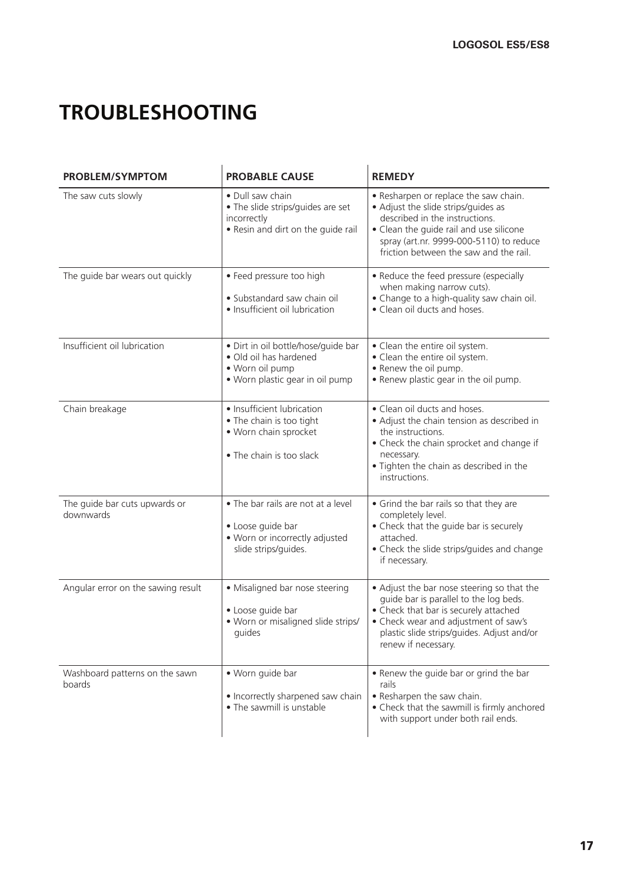# TROUBLESHOOTING

| PROBLEM/SYMPTOM | PROBABLE CAUSE | REMEDY |
|---|---|---|
| The saw cuts slowly | • Dull saw chain<br>• The slide strips/guides are set incorrectly<br>• Resin and dirt on the guide rail | • Resharpen or replace the saw chain.<br>• Adjust the slide strips/guides as described in the instructions.<br>• Clean the guide rail and use silicone spray (art.nr. 9999-000-5110) to reduce friction between the saw and the rail. |
| The guide bar wears out quickly | • Feed pressure too high<br>• Substandard saw chain oil<br>• Insufficient oil lubrication | • Reduce the feed pressure (especially when making narrow cuts).<br>• Change to a high-quality saw chain oil.<br>• Clean oil ducts and hoses. |
| Insufficient oil lubrication | • Dirt in oil bottle/hose/guide bar<br>• Old oil has hardened<br>• Worn oil pump<br>• Worn plastic gear in oil pump | • Clean the entire oil system.<br>• Clean the entire oil system.<br>• Renew the oil pump.<br>• Renew plastic gear in the oil pump. |
| Chain breakage | • Insufficient lubrication<br>• The chain is too tight<br>• Worn chain sprocket<br>• The chain is too slack | • Clean oil ducts and hoses.<br>• Adjust the chain tension as described in the instructions.<br>• Check the chain sprocket and change if necessary.<br>• Tighten the chain as described in the instructions. |
| The guide bar cuts upwards or downwards | • The bar rails are not at a level<br>• Loose guide bar<br>• Worn or incorrectly adjusted slide strips/guides. | • Grind the bar rails so that they are completely level.<br>• Check that the guide bar is securely attached.<br>• Check the slide strips/guides and change if necessary. |
| Angular error on the sawing result | • Misaligned bar nose steering<br>• Loose guide bar<br>• Worn or misaligned slide strips/ guides | • Adjust the bar nose steering so that the guide bar is parallel to the log beds.<br>• Check that bar is securely attached<br>• Check wear and adjustment of saw's plastic slide strips/guides. Adjust and/or renew if necessary. |
| Washboard patterns on the sawn boards | • Worn guide bar<br>• Incorrectly sharpened saw chain<br>• The sawmill is unstable | • Renew the guide bar or grind the bar rails<br>• Resharpen the saw chain.<br>• Check that the sawmill is firmly anchored with support under both rail ends. |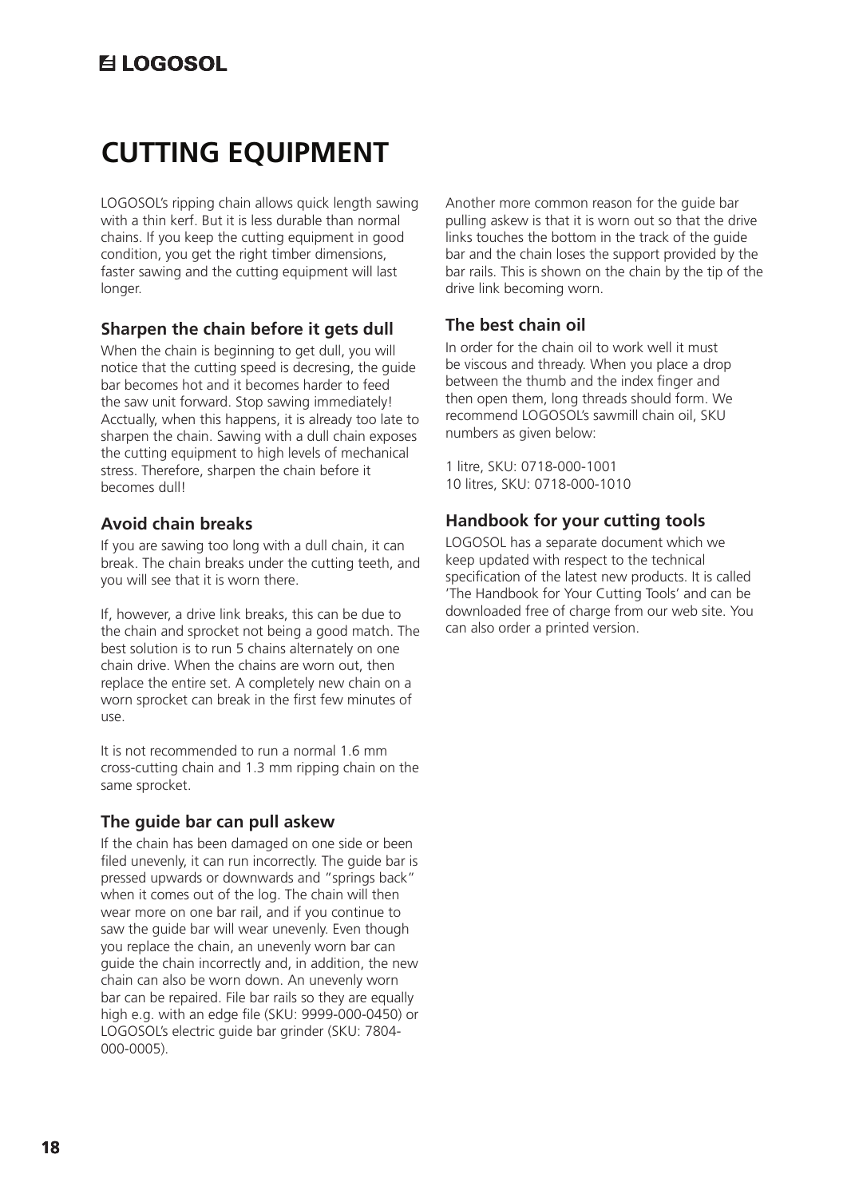# CUTTING EQUIPMENT

LOGOSOL's ripping chain allows quick length sawing with a thin kerf. But it is less durable than normal chains. If you keep the cutting equipment in good condition, you get the right timber dimensions, faster sawing and the cutting equipment will last longer.

## Sharpen the chain before it gets dull

When the chain is beginning to get dull, you will notice that the cutting speed is decresing, the guide bar becomes hot and it becomes harder to feed the saw unit forward. Stop sawing immediately! Acctually, when this happens, it is already too late to sharpen the chain. Sawing with a dull chain exposes the cutting equipment to high levels of mechanical stress. Therefore, sharpen the chain before it becomes dull!

## Avoid chain breaks

If you are sawing too long with a dull chain, it can break. The chain breaks under the cutting teeth, and you will see that it is worn there.

If, however, a drive link breaks, this can be due to the chain and sprocket not being a good match. The best solution is to run 5 chains alternately on one chain drive. When the chains are worn out, then replace the entire set. A completely new chain on a worn sprocket can break in the first few minutes of use.

It is not recommended to run a normal 1.6 mm cross-cutting chain and 1.3 mm ripping chain on the same sprocket.

## The guide bar can pull askew

If the chain has been damaged on one side or been filed unevenly, it can run incorrectly. The guide bar is pressed upwards or downwards and "springs back" when it comes out of the log. The chain will then wear more on one bar rail, and if you continue to saw the guide bar will wear unevenly. Even though you replace the chain, an unevenly worn bar can guide the chain incorrectly and, in addition, the new chain can also be worn down. An unevenly worn bar can be repaired. File bar rails so they are equally high e.g. with an edge file (SKU: 9999-000-0450) or LOGOSOL's electric guide bar grinder (SKU: 7804-000-0005).

Another more common reason for the guide bar pulling askew is that it is worn out so that the drive links touches the bottom in the track of the guide bar and the chain loses the support provided by the bar rails. This is shown on the chain by the tip of the drive link becoming worn.

## The best chain oil

In order for the chain oil to work well it must be viscous and thready. When you place a drop between the thumb and the index finger and then open them, long threads should form. We recommend LOGOSOL's sawmill chain oil, SKU numbers as given below:

1 litre, SKU: 0718-000-1001
10 litres, SKU: 0718-000-1010

## Handbook for your cutting tools

LOGOSOL has a separate document which we keep updated with respect to the technical specification of the latest new products. It is called 'The Handbook for Your Cutting Tools' and can be downloaded free of charge from our web site. You can also order a printed version.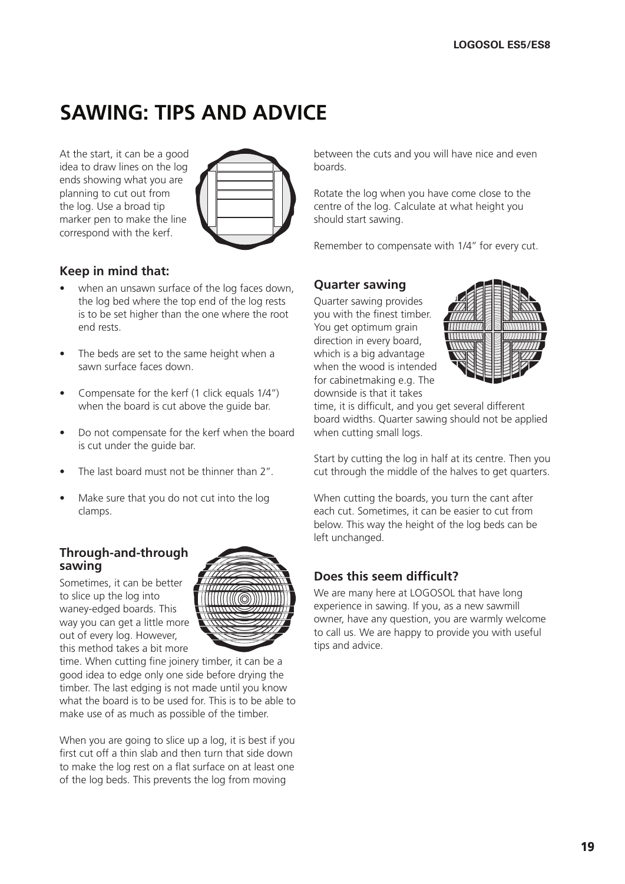# SAWING: TIPS AND ADVICE

At the start, it can be a good idea to draw lines on the log ends showing what you are planning to cut out from the log. Use a broad tip marker pen to make the line correspond with the kerf.

### Keep in mind that:

- when an unsawn surface of the log faces down, the log bed where the top end of the log rests is to be set higher than the one where the root end rests.
- The beds are set to the same height when a sawn surface faces down.
- Compensate for the kerf (1 click equals 1/4") when the board is cut above the guide bar.
- Do not compensate for the kerf when the board is cut under the guide bar.
- The last board must not be thinner than 2".
- Make sure that you do not cut into the log clamps.

### Through-and-through sawing

Sometimes, it can be better to slice up the log into waney-edged boards. This way you can get a little more out of every log. However, this method takes a bit more time. When cutting fine joinery timber, it can be a good idea to edge only one side before drying the timber. The last edging is not made until you know what the board is to be used for. This is to be able to make use of as much as possible of the timber.

When you are going to slice up a log, it is best if you first cut off a thin slab and then turn that side down to make the log rest on a flat surface on at least one of the log beds. This prevents the log from moving between the cuts and you will have nice and even boards.

Rotate the log when you have come close to the centre of the log. Calculate at what height you should start sawing.

Remember to compensate with 1/4" for every cut.

### Quarter sawing

Quarter sawing provides you with the finest timber. You get optimum grain direction in every board, which is a big advantage when the wood is intended for cabinetmaking e.g. The downside is that it takes time, it is difficult, and you get several different board widths. Quarter sawing should not be applied when cutting small logs.

Start by cutting the log in half at its centre. Then you cut through the middle of the halves to get quarters.

When cutting the boards, you turn the cant after each cut. Sometimes, it can be easier to cut from below. This way the height of the log beds can be left unchanged.

### Does this seem difficult?

We are many here at LOGOSOL that have long experience in sawing. If you, as a new sawmill owner, have any question, you are warmly welcome to call us. We are happy to provide you with useful tips and advice.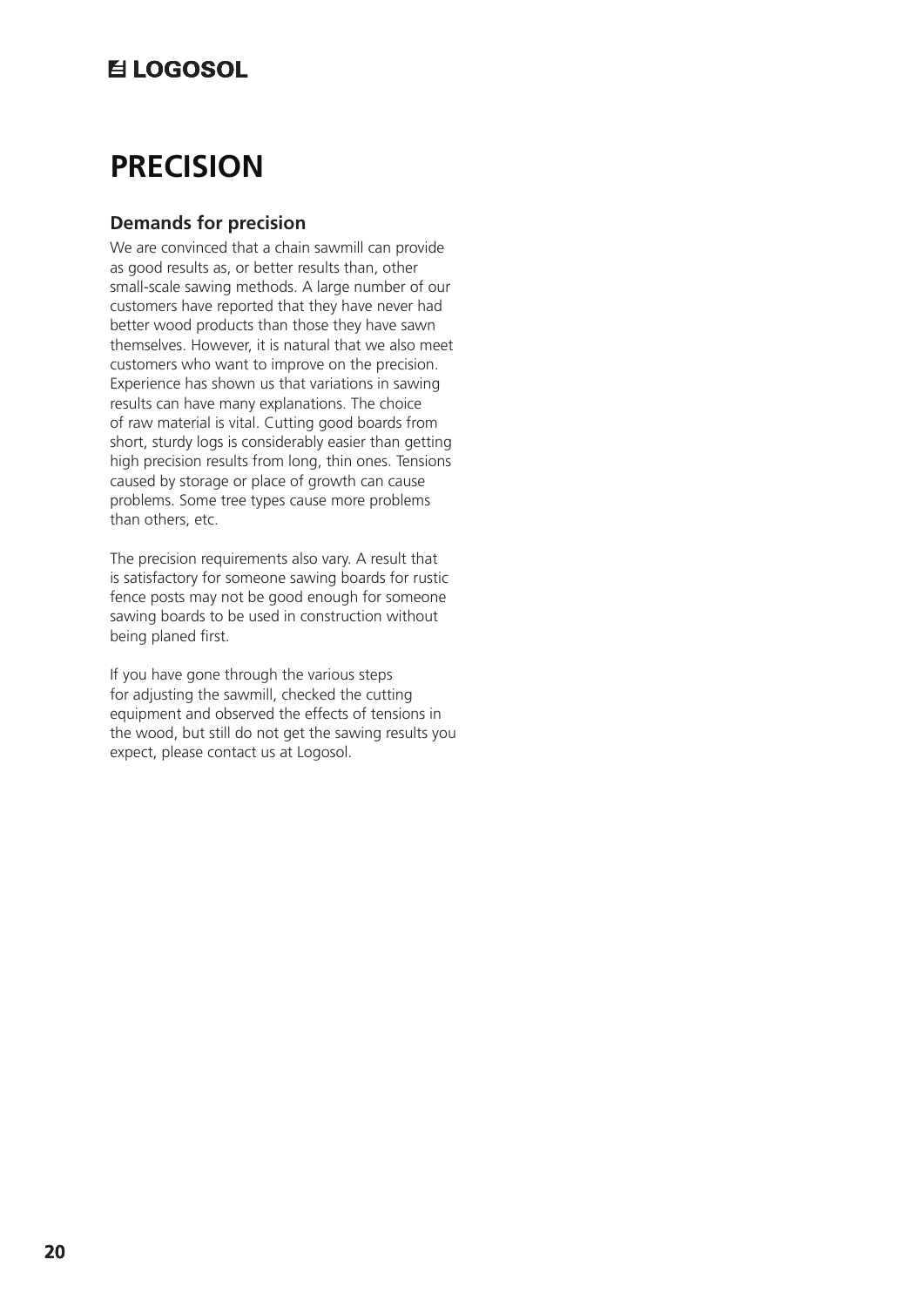# PRECISION

## Demands for precision

We are convinced that a chain sawmill can provide as good results as, or better results than, other small-scale sawing methods. A large number of our customers have reported that they have never had better wood products than those they have sawn themselves. However, it is natural that we also meet customers who want to improve on the precision. Experience has shown us that variations in sawing results can have many explanations. The choice of raw material is vital. Cutting good boards from short, sturdy logs is considerably easier than getting high precision results from long, thin ones. Tensions caused by storage or place of growth can cause problems. Some tree types cause more problems than others, etc.

The precision requirements also vary. A result that is satisfactory for someone sawing boards for rustic fence posts may not be good enough for someone sawing boards to be used in construction without being planed first.

If you have gone through the various steps for adjusting the sawmill, checked the cutting equipment and observed the effects of tensions in the wood, but still do not get the sawing results you expect, please contact us at Logosol.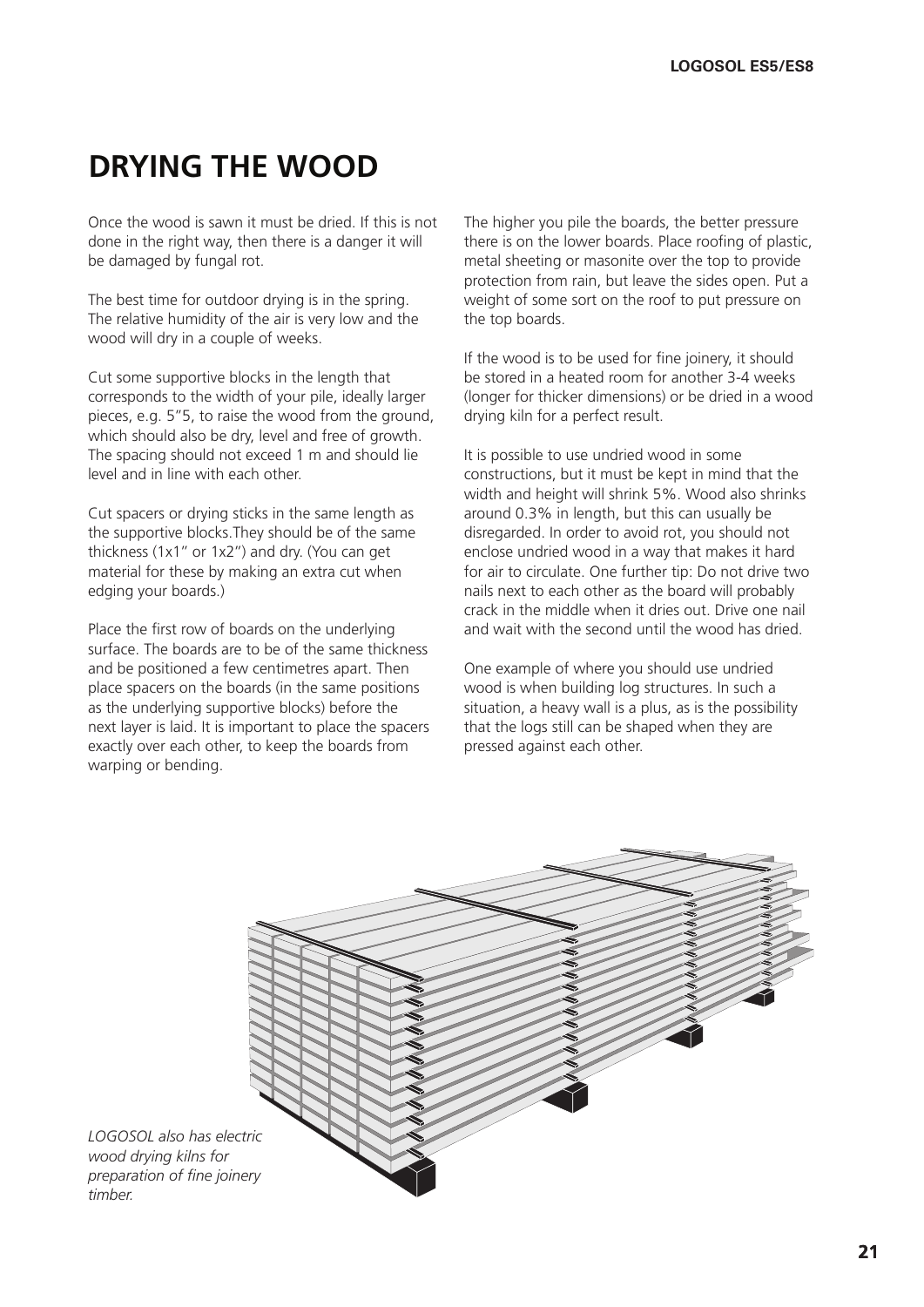# DRYING THE WOOD

Once the wood is sawn it must be dried. If this is not done in the right way, then there is a danger it will be damaged by fungal rot.

The best time for outdoor drying is in the spring. The relative humidity of the air is very low and the wood will dry in a couple of weeks.

Cut some supportive blocks in the length that corresponds to the width of your pile, ideally larger pieces, e.g. 5"5, to raise the wood from the ground, which should also be dry, level and free of growth. The spacing should not exceed 1 m and should lie level and in line with each other.

Cut spacers or drying sticks in the same length as the supportive blocks.They should be of the same thickness (1x1" or 1x2") and dry. (You can get material for these by making an extra cut when edging your boards.)

Place the first row of boards on the underlying surface. The boards are to be of the same thickness and be positioned a few centimetres apart. Then place spacers on the boards (in the same positions as the underlying supportive blocks) before the next layer is laid. It is important to place the spacers exactly over each other, to keep the boards from warping or bending.

The higher you pile the boards, the better pressure there is on the lower boards. Place roofing of plastic, metal sheeting or masonite over the top to provide protection from rain, but leave the sides open. Put a weight of some sort on the roof to put pressure on the top boards.

If the wood is to be used for fine joinery, it should be stored in a heated room for another 3-4 weeks (longer for thicker dimensions) or be dried in a wood drying kiln for a perfect result.

It is possible to use undried wood in some constructions, but it must be kept in mind that the width and height will shrink 5%. Wood also shrinks around 0.3% in length, but this can usually be disregarded. In order to avoid rot, you should not enclose undried wood in a way that makes it hard for air to circulate. One further tip: Do not drive two nails next to each other as the board will probably crack in the middle when it dries out. Drive one nail and wait with the second until the wood has dried.

One example of where you should use undried wood is when building log structures. In such a situation, a heavy wall is a plus, as is the possibility that the logs still can be shaped when they are pressed against each other.

*LOGOSOL also has electric wood drying kilns for preparation of fine joinery timber.*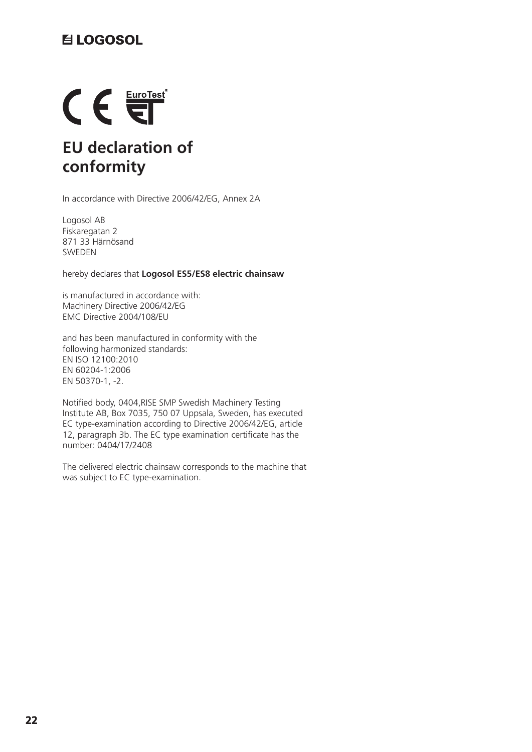# EU declaration of conformity

In accordance with Directive 2006/42/EG, Annex 2A

Logosol AB
Fiskaregatan 2
871 33 Härnösand
SWEDEN

hereby declares that **Logosol ES5/ES8 electric chainsaw**

is manufactured in accordance with:
Machinery Directive 2006/42/EG
EMC Directive 2004/108/EU

and has been manufactured in conformity with the following harmonized standards:
EN ISO 12100:2010
EN 60204-1:2006
EN 50370-1, -2.

Notified body, 0404,RISE SMP Swedish Machinery Testing Institute AB, Box 7035, 750 07 Uppsala, Sweden, has executed EC type-examination according to Directive 2006/42/EG, article 12, paragraph 3b. The EC type examination certificate has the number: 0404/17/2408

The delivered electric chainsaw corresponds to the machine that was subject to EC type-examination.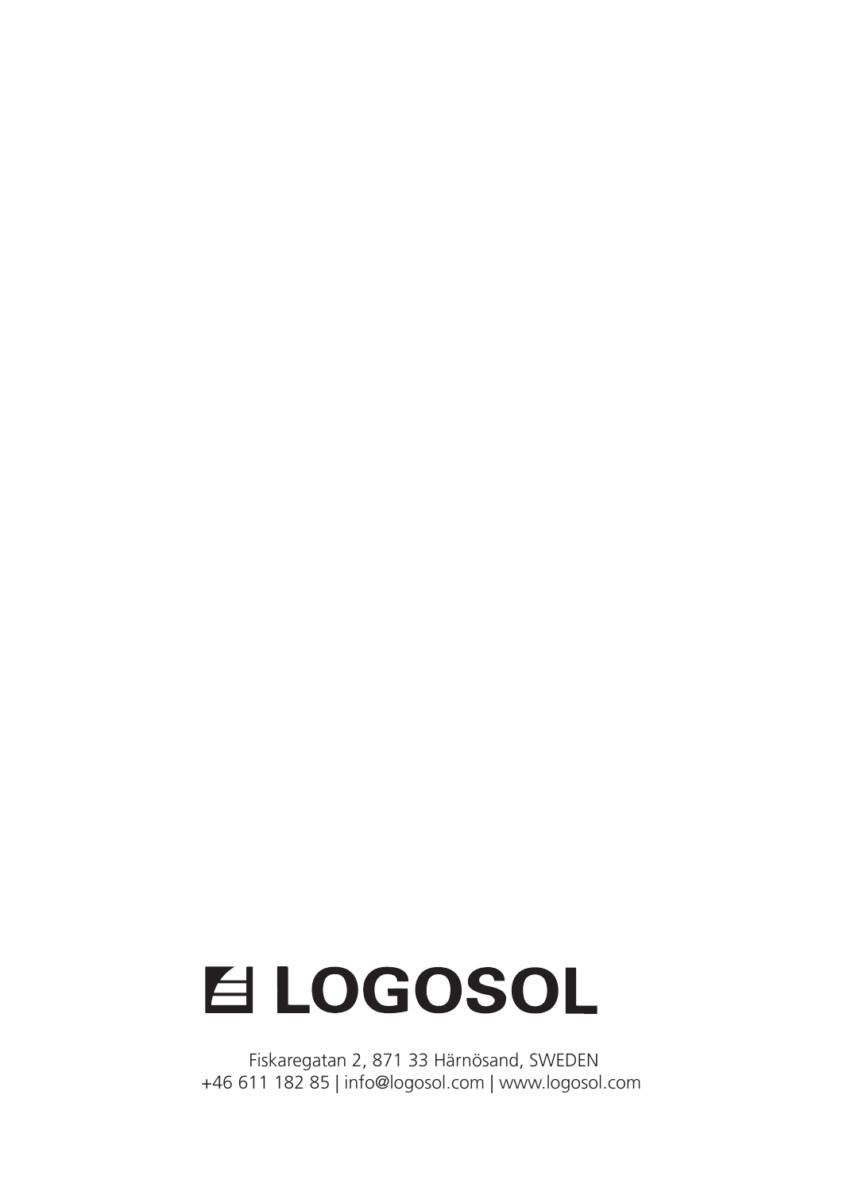LOGOSOL

Fiskaregatan 2, 871 33 Härnösand, SWEDEN
+46 611 182 85 | info@logosol.com | www.logosol.com